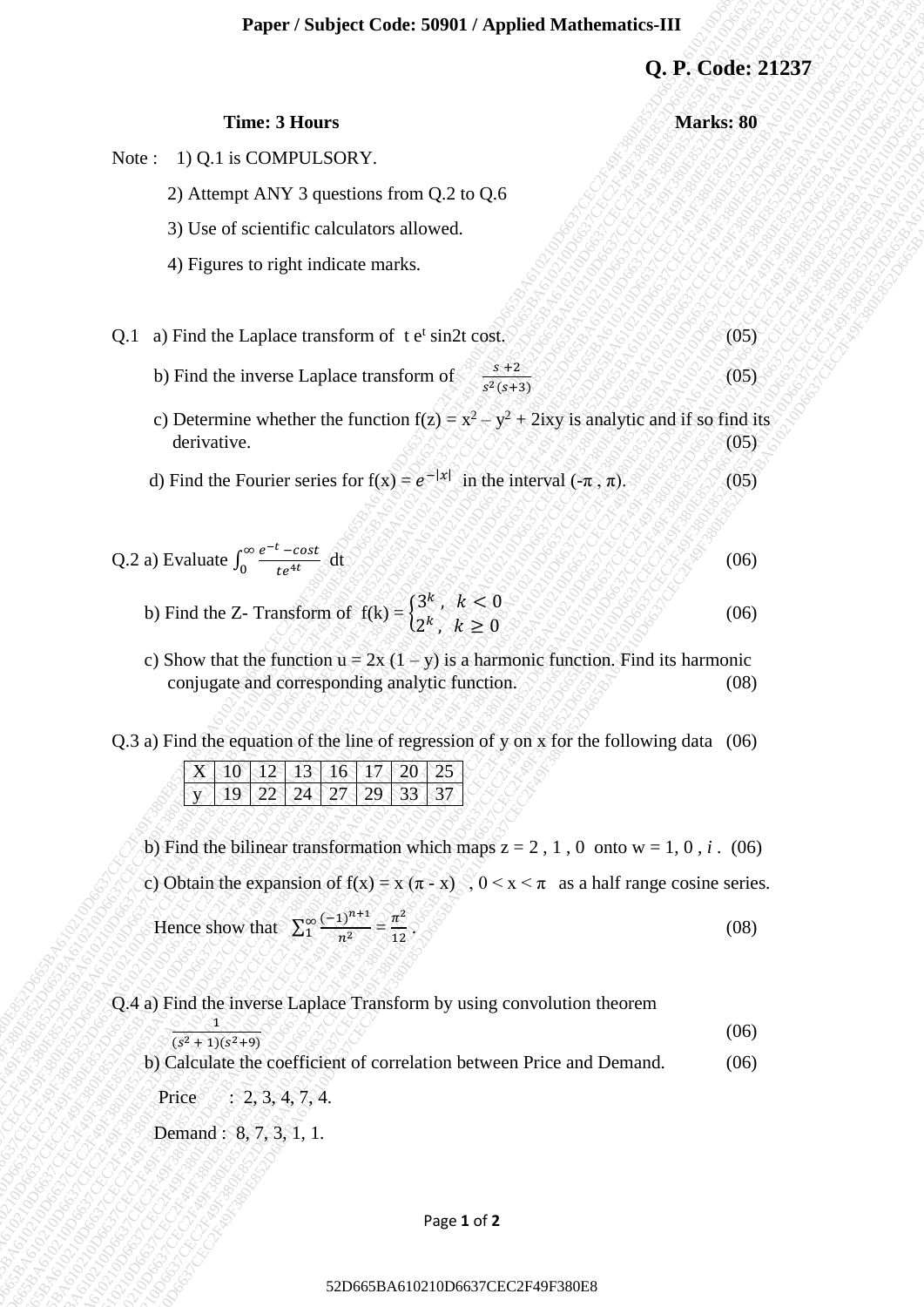**Paper / Subject Code: 50901 / Applied Mathematics-III**

**Q. P. Code: 21237**

**Time: 3 Hours** **Marks: 80**

Note : 1) Q.1 is COMPULSORY.

2) Attempt ANY 3 questions from Q.2 to Q.6

3) Use of scientific calculators allowed.

4) Figures to right indicate marks.

Q.1 a) Find the Laplace transform of $t\, e^{t} \sin 2t \cos t$. (05)

b) Find the inverse Laplace transform of $\frac{s+2}{s^2(s+3)}$ (05)

c) Determine whether the function $f(z) = x^2 - y^2 + 2ixy$ is analytic and if so find its derivative. (05)

d) Find the Fourier series for $f(x) = e^{-|x|}$ in the interval $(-\pi, \pi)$. (05)

Q.2 a) Evaluate $\int_0^{\infty} \frac{e^{-t} - \cos t}{t e^{4t}}\, dt$ (06)

b) Find the Z- Transform of $f(k) = \begin{cases} 3^k, & k < 0 \\ 2^k, & k \geq 0 \end{cases}$ (06)

c) Show that the function $u = 2x(1 - y)$ is a harmonic function. Find its harmonic conjugate and corresponding analytic function. (08)

Q.3 a) Find the equation of the line of regression of y on x for the following data (06)

| X | 10 | 12 | 13 | 16 | 17 | 20 | 25 |
|---|---|---|---|---|---|---|---|
| y | 19 | 22 | 24 | 27 | 29 | 33 | 37 |

b) Find the bilinear transformation which maps $z = 2, 1, 0$ onto $w = 1, 0, i$. (06)

c) Obtain the expansion of $f(x) = x(\pi - x)$, $0 < x < \pi$ as a half range cosine series. Hence show that $\sum_1^{\infty} \frac{(-1)^{n+1}}{n^2} = \frac{\pi^2}{12}$. (08)

Q.4 a) Find the inverse Laplace Transform by using convolution theorem $\frac{1}{(s^2+1)(s^2+9)}$ (06)

b) Calculate the coefficient of correlation between Price and Demand. (06)

Price : 2, 3, 4, 7, 4.

Demand : 8, 7, 3, 1, 1.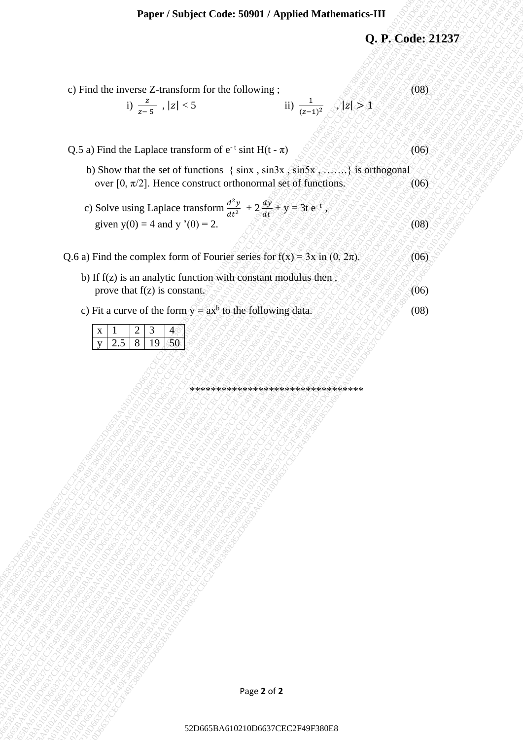c) Find the inverse Z-transform for the following ; (08)

i) $\frac{z}{z-5}$ , $|z| < 5$ ii) $\frac{1}{(z-1)^2}$ , $|z| > 1$

Q.5 a) Find the Laplace transform of $e^{-t} \sin t \, H(t - \pi)$ (06)

b) Show that the set of functions { sinx , sin3x , sin5x , …….} is orthogonal over $[0, \pi/2]$. Hence construct orthonormal set of functions. (06)

c) Solve using Laplace transform $\frac{d^2y}{dt^2} + 2\frac{dy}{dt} + y = 3t\, e^{-t}$ , given y(0) = 4 and y '(0) = 2. (08)

Q.6 a) Find the complex form of Fourier series for f(x) = 3x in $(0, 2\pi)$. (06)

b) If f(z) is an analytic function with constant modulus then , prove that f(z) is constant. (06)

c) Fit a curve of the form $y = ax^b$ to the following data. (08)

| x | 1 | 2 | 3 | 4 |
|---|---|---|---|---|
| y | 2.5 | 8 | 19 | 50 |

\*\*\*\*\*\*\*\*\*\*\*\*\*\*\*\*\*\*\*\*\*\*\*\*\*\*\*\*\*\*\*\*\*\*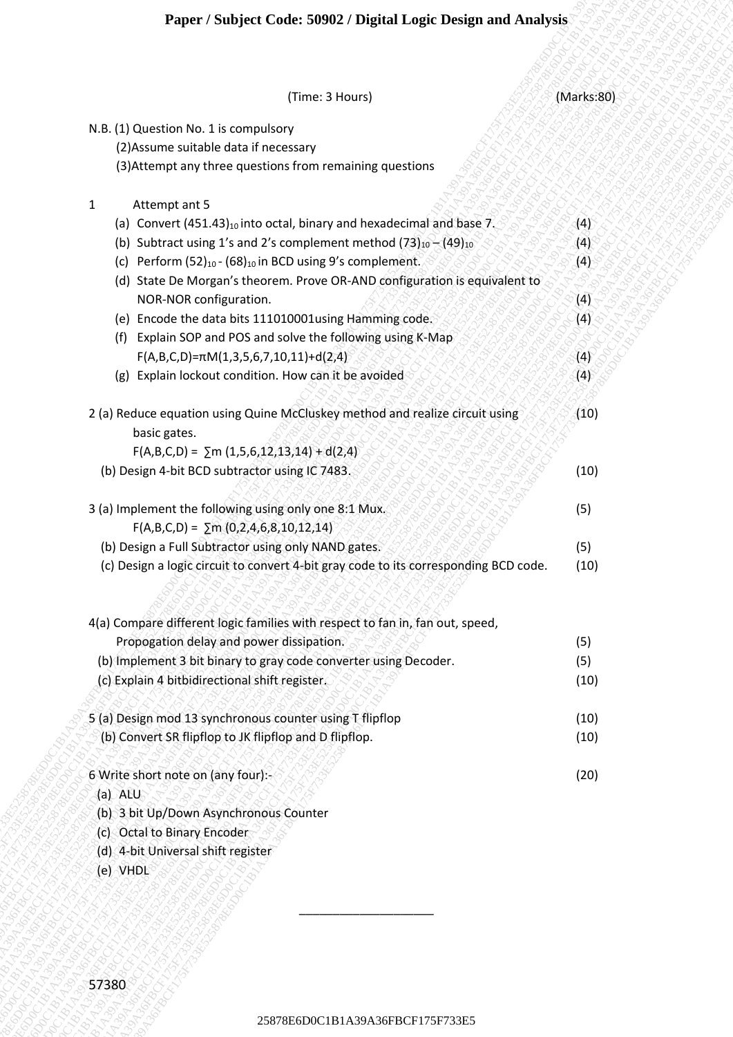(Time: 3 Hours) (Marks:80)

N.B. (1) Question No. 1 is compulsory

(2)Assume suitable data if necessary

(3)Attempt any three questions from remaining questions

1 Attempt ant 5

(a) Convert $(451.43)_{10}$ into octal, binary and hexadecimal and base 7. (4)

(b) Subtract using 1's and 2's complement method $(73)_{10} – (49)_{10}$ (4)

(c) Perform $(52)_{10}$ - $(68)_{10}$ in BCD using 9's complement. (4)

(d) State De Morgan's theorem. Prove OR-AND configuration is equivalent to NOR-NOR configuration. (4)

(e) Encode the data bits 111010001using Hamming code. (4)

(f) Explain SOP and POS and solve the following using K-Map
$F(A,B,C,D)=\pi M(1,3,5,6,7,10,11)+d(2,4)$ (4)

(g) Explain lockout condition. How can it be avoided (4)

2 (a) Reduce equation using Quine McCluskey method and realize circuit using basic gates. (10)
$F(A,B,C,D) = \sum m (1,5,6,12,13,14) + d(2,4)$

(b) Design 4-bit BCD subtractor using IC 7483. (10)

3 (a) Implement the following using only one 8:1 Mux. (5)
$F(A,B,C,D) = \sum m (0,2,4,6,8,10,12,14)$

(b) Design a Full Subtractor using only NAND gates. (5)

(c) Design a logic circuit to convert 4-bit gray code to its corresponding BCD code. (10)

4(a) Compare different logic families with respect to fan in, fan out, speed, Propogation delay and power dissipation. (5)

(b) Implement 3 bit binary to gray code converter using Decoder. (5)

(c) Explain 4 bitbidirectional shift register. (10)

5 (a) Design mod 13 synchronous counter using T flipflop (10)

(b) Convert SR flipflop to JK flipflop and D flipflop. (10)

6 Write short note on (any four):- (20)

(a) ALU

(b) 3 bit Up/Down Asynchronous Counter

(c) Octal to Binary Encoder

(d) 4-bit Universal shift register

(e) VHDL

___________________

57380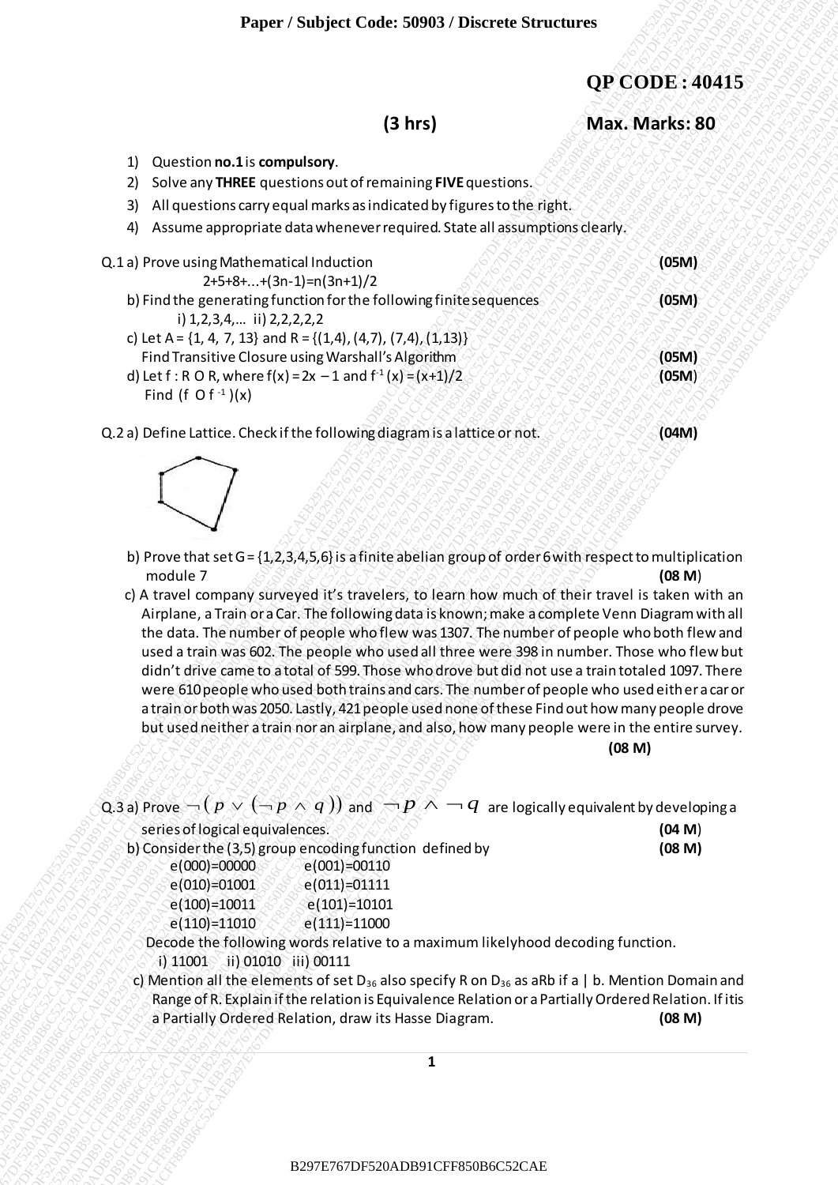**QP CODE : 40415**

**(3 hrs)** **Max. Marks: 80**

1) Question **no.1** is **compulsory**.
2) Solve any **THREE** questions out of remaining **FIVE** questions.
3) All questions carry equal marks as indicated by figures to the right.
4) Assume appropriate data whenever required. State all assumptions clearly.

Q.1 a) Prove using Mathematical Induction **(05M)**

$2+5+8+...+(3n-1)=n(3n+1)/2$

b) Find the generating function for the following finite sequences **(05M)**

i) 1,2,3,4,... ii) 2,2,2,2,2

c) Let A = {1, 4, 7, 13} and R = {(1,4), (4,7), (7,4), (1,13)}

Find Transitive Closure using Warshall's Algorithm **(05M)**

d) Let f : R O R, where $f(x) = 2x - 1$ and $f^{-1}(x) = (x+1)/2$ **(05M)**

Find $(f \text{ O } f^{-1})(x)$

Q.2 a) Define Lattice. Check if the following diagram is a lattice or not. **(04M)**

b) Prove that set G = {1,2,3,4,5,6} is a finite abelian group of order 6 with respect to multiplication module 7 **(08 M)**

c) A travel company surveyed it's travelers, to learn how much of their travel is taken with an Airplane, a Train or a Car. The following data is known; make a complete Venn Diagram with all the data. The number of people who flew was 1307. The number of people who both flew and used a train was 602. The people who used all three were 398 in number. Those who flew but didn't drive came to a total of 599. Those who drove but did not use a train totaled 1097. There were 610 people who used both trains and cars. The number of people who used either a car or a train or both was 2050. Lastly, 421 people used none of these Find out how many people drove but used neither a train nor an airplane, and also, how many people were in the entire survey. **(08 M)**

Q.3 a) Prove $\neg(p \vee (\neg p \wedge q))$ and $\neg p \wedge \neg q$ are logically equivalent by developing a series of logical equivalences. **(04 M)**

b) Consider the (3,5) group encoding function defined by **(08 M)**

e(000)=00000 e(001)=00110
e(010)=01001 e(011)=01111
e(100)=10011 e(101)=10101
e(110)=11010 e(111)=11000

Decode the following words relative to a maximum likelyhood decoding function.

i) 11001 ii) 01010 iii) 00111

c) Mention all the elements of set $D_{36}$ also specify R on $D_{36}$ as aRb if a | b. Mention Domain and Range of R. Explain if the relation is Equivalence Relation or a Partially Ordered Relation. If itis a Partially Ordered Relation, draw its Hasse Diagram. **(08 M)**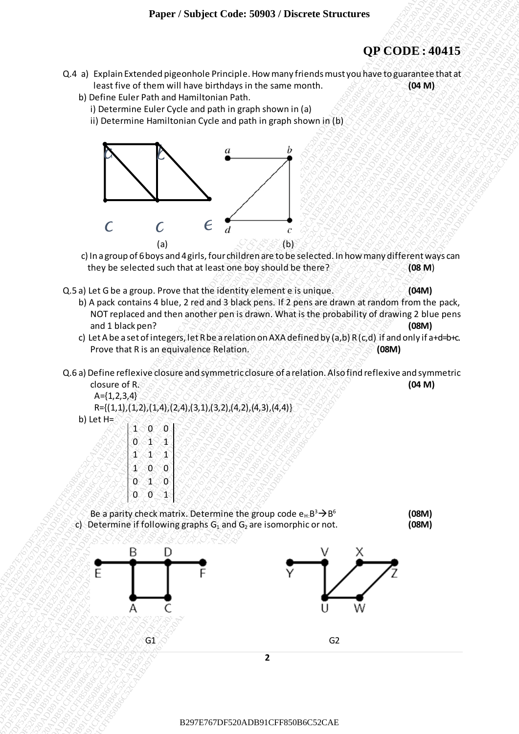**QP CODE : 40415**

Q.4 a) Explain Extended pigeonhole Principle. How many friends must you have to guarantee that at least five of them will have birthdays in the same month. **(04 M)**

b) Define Euler Path and Hamiltonian Path.

i) Determine Euler Cycle and path in graph shown in (a)

ii) Determine Hamiltonian Cycle and path in graph shown in (b)

(a) (b)

c) In a group of 6 boys and 4 girls, four children are to be selected. In how many different ways can they be selected such that at least one boy should be there? **(08 M)**

Q.5 a) Let G be a group. Prove that the identity element e is unique. **(04M)**

b) A pack contains 4 blue, 2 red and 3 black pens. If 2 pens are drawn at random from the pack, NOT replaced and then another pen is drawn. What is the probability of drawing 2 blue pens and 1 black pen? **(08M)**

c) Let A be a set of integers, let R be a relation on AXA defined by (a,b) R (c,d) if and only if a+d=b+c. Prove that R is an equivalence Relation. **(08M)**

Q.6 a) Define reflexive closure and symmetric closure of a relation. Also find reflexive and symmetric closure of R. **(04 M)**

A={1,2,3,4}

R={(1,1),(1,2),(1,4),(2,4),(3,1),(3,2),(4,2),(4,3),(4,4)}

b) Let H=

$$\begin{vmatrix} 1 & 0 & 0 \\ 0 & 1 & 1 \\ 1 & 1 & 1 \\ 1 & 0 & 0 \\ 0 & 1 & 0 \\ 0 & 0 & 1 \end{vmatrix}$$

Be a parity check matrix. Determine the group code $e_H: B^3 \rightarrow B^6$ **(08M)**

c) Determine if following graphs $G_1$ and $G_2$ are isomorphic or not. **(08M)**

G1 G2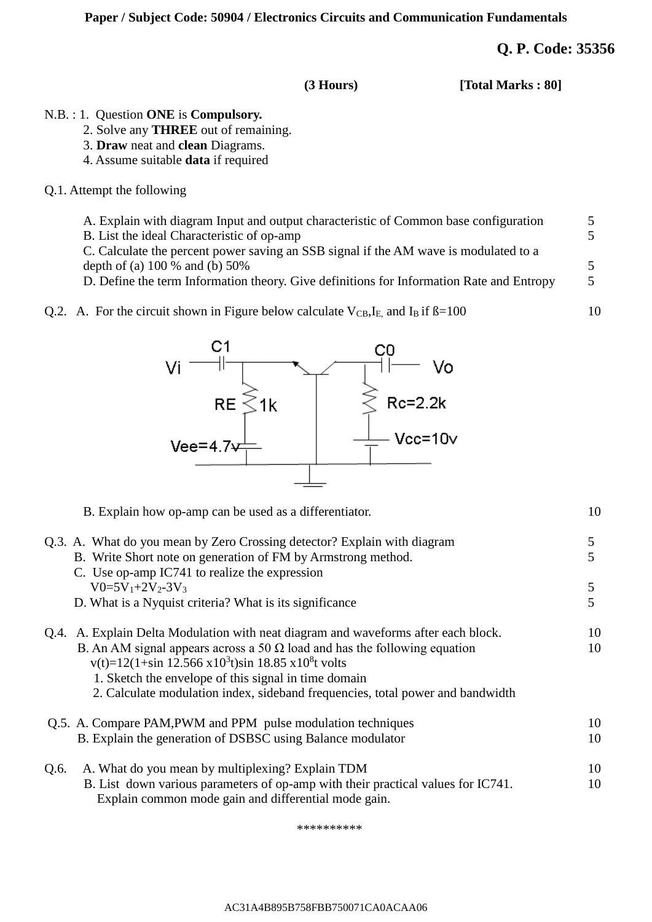**Paper / Subject Code: 50904 / Electronics Circuits and Communication Fundamentals**

**Q. P. Code: 35356**

**(3 Hours)** **[Total Marks : 80]**

N.B. : 1. Question **ONE** is **Compulsory.**
2. Solve any **THREE** out of remaining.
3. **Draw** neat and **clean** Diagrams.
4. Assume suitable **data** if required

Q.1. Attempt the following

A. Explain with diagram Input and output characteristic of Common base configuration — 5

B. List the ideal Characteristic of op-amp — 5

C. Calculate the percent power saving an SSB signal if the AM wave is modulated to a depth of (a) 100 % and (b) 50% — 5

D. Define the term Information theory. Give definitions for Information Rate and Entropy — 5

Q.2. A. For the circuit shown in Figure below calculate $V_{CB}$, $I_E$, and $I_B$ if ß=100 — 10

(Circuit: Vi — C1 — emitter; RE = 1k to Vee = 4.7v; base grounded; collector — Rc = 2.2k to Vcc = 10v; collector — C0 — Vo)

B. Explain how op-amp can be used as a differentiator. — 10

Q.3. A. What do you mean by Zero Crossing detector? Explain with diagram — 5

B. Write Short note on generation of FM by Armstrong method. — 5

C. Use op-amp IC741 to realize the expression
$V_0=5V_1+2V_2-3V_3$ — 5

D. What is a Nyquist criteria? What is its significance — 5

Q.4. A. Explain Delta Modulation with neat diagram and waveforms after each block. — 10

B. An AM signal appears across a 50 Ω load and has the following equation — 10
$v(t)=12(1+\sin 12.566 \times 10^3 t)\sin 18.85 \times 10^8 t$ volts
1. Sketch the envelope of this signal in time domain
2. Calculate modulation index, sideband frequencies, total power and bandwidth

Q.5. A. Compare PAM,PWM and PPM pulse modulation techniques — 10

B. Explain the generation of DSBSC using Balance modulator — 10

Q.6. A. What do you mean by multiplexing? Explain TDM — 10

B. List down various parameters of op-amp with their practical values for IC741. Explain common mode gain and differential mode gain. — 10

\*\*\*\*\*\*\*\*\*\*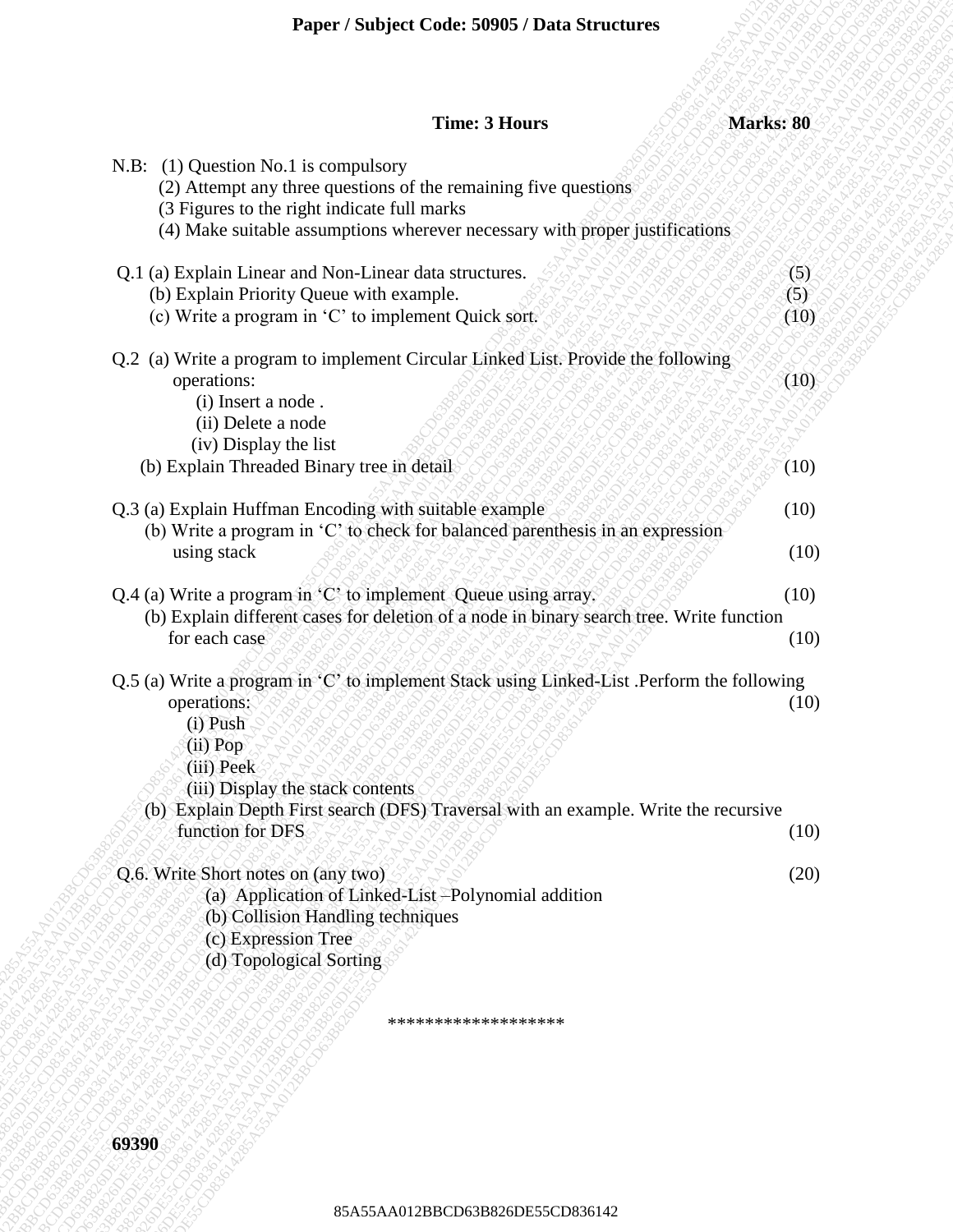**Paper / Subject Code: 50905 / Data Structures**

**Time: 3 Hours** **Marks: 80**

N.B: (1) Question No.1 is compulsory
(2) Attempt any three questions of the remaining five questions
(3 Figures to the right indicate full marks
(4) Make suitable assumptions wherever necessary with proper justifications

Q.1 (a) Explain Linear and Non-Linear data structures. (5)
(b) Explain Priority Queue with example. (5)
(c) Write a program in 'C' to implement Quick sort. (10)

Q.2 (a) Write a program to implement Circular Linked List. Provide the following operations: (10)
(i) Insert a node .
(ii) Delete a node
(iv) Display the list
(b) Explain Threaded Binary tree in detail (10)

Q.3 (a) Explain Huffman Encoding with suitable example (10)
(b) Write a program in 'C' to check for balanced parenthesis in an expression using stack (10)

Q.4 (a) Write a program in 'C' to implement Queue using array. (10)
(b) Explain different cases for deletion of a node in binary search tree. Write function for each case (10)

Q.5 (a) Write a program in 'C' to implement Stack using Linked-List .Perform the following operations: (10)
(i) Push
(ii) Pop
(iii) Peek
(iii) Display the stack contents
(b) Explain Depth First search (DFS) Traversal with an example. Write the recursive function for DFS (10)

Q.6. Write Short notes on (any two) (20)
(a) Application of Linked-List –Polynomial addition
(b) Collision Handling techniques
(c) Expression Tree
(d) Topological Sorting

******************

**69390**

85A55AA012BBCD63B826DE55CD836142